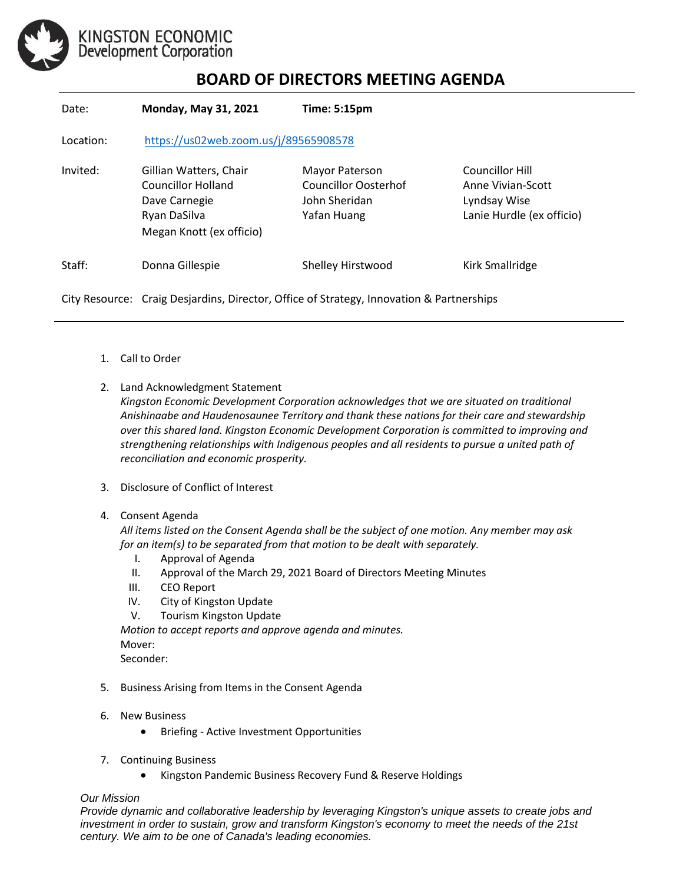KINGSTON ECONOMIC
Development Corporation

# BOARD OF DIRECTORS MEETING AGENDA

| | | | |
|---|---|---|---|
| Date: | **Monday, May 31, 2021** | **Time: 5:15pm** | |
| Location: | https://us02web.zoom.us/j/89565908578 | | |
| Invited: | Gillian Watters, Chair<br>Councillor Holland<br>Dave Carnegie<br>Ryan DaSilva<br>Megan Knott (ex officio) | Mayor Paterson<br>Councillor Oosterhof<br>John Sheridan<br>Yafan Huang | Councillor Hill<br>Anne Vivian-Scott<br>Lyndsay Wise<br>Lanie Hurdle (ex officio) |
| Staff: | Donna Gillespie | Shelley Hirstwood | Kirk Smallridge |
| City Resource: | Craig Desjardins, Director, Office of Strategy, Innovation & Partnerships | | |

1. Call to Order

2. Land Acknowledgment Statement
   *Kingston Economic Development Corporation acknowledges that we are situated on traditional Anishinaabe and Haudenosaunee Territory and thank these nations for their care and stewardship over this shared land. Kingston Economic Development Corporation is committed to improving and strengthening relationships with Indigenous peoples and all residents to pursue a united path of reconciliation and economic prosperity.*

3. Disclosure of Conflict of Interest

4. Consent Agenda
   *All items listed on the Consent Agenda shall be the subject of one motion. Any member may ask for an item(s) to be separated from that motion to be dealt with separately.*
   I. Approval of Agenda
   II. Approval of the March 29, 2021 Board of Directors Meeting Minutes
   III. CEO Report
   IV. City of Kingston Update
   V. Tourism Kingston Update

   *Motion to accept reports and approve agenda and minutes.*
   Mover:
   Seconder:

5. Business Arising from Items in the Consent Agenda

6. New Business
   - Briefing - Active Investment Opportunities

7. Continuing Business
   - Kingston Pandemic Business Recovery Fund & Reserve Holdings

*Our Mission*
*Provide dynamic and collaborative leadership by leveraging Kingston's unique assets to create jobs and investment in order to sustain, grow and transform Kingston's economy to meet the needs of the 21st century. We aim to be one of Canada's leading economies.*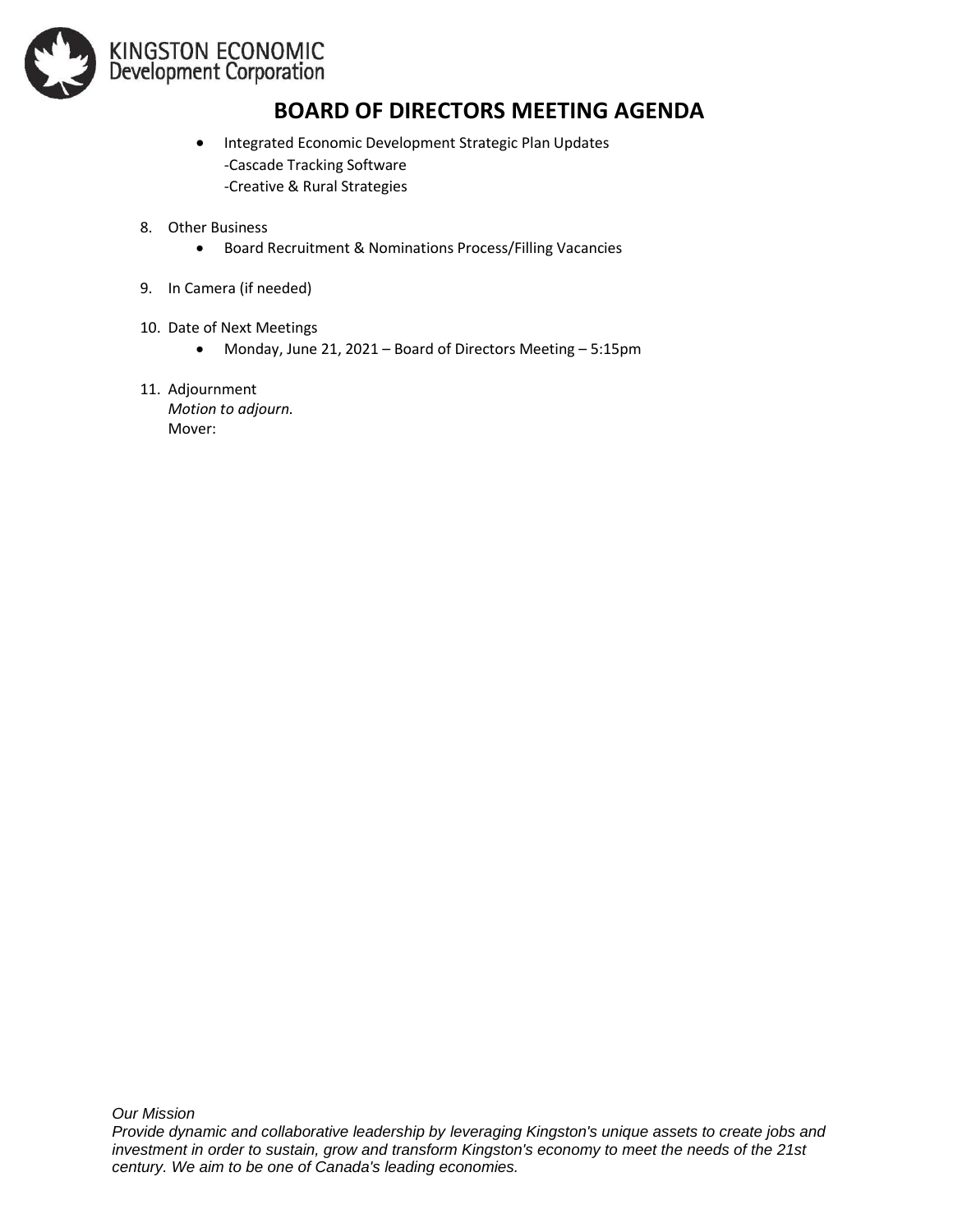# BOARD OF DIRECTORS MEETING AGENDA

- Integrated Economic Development Strategic Plan Updates
  - -Cascade Tracking Software
  - -Creative & Rural Strategies

8. Other Business
   - Board Recruitment & Nominations Process/Filling Vacancies

9. In Camera (if needed)

10. Date of Next Meetings
    - Monday, June 21, 2021 – Board of Directors Meeting – 5:15pm

11. Adjournment
    *Motion to adjourn.*
    Mover:

*Our Mission*
*Provide dynamic and collaborative leadership by leveraging Kingston's unique assets to create jobs and investment in order to sustain, grow and transform Kingston's economy to meet the needs of the 21st century. We aim to be one of Canada's leading economies.*